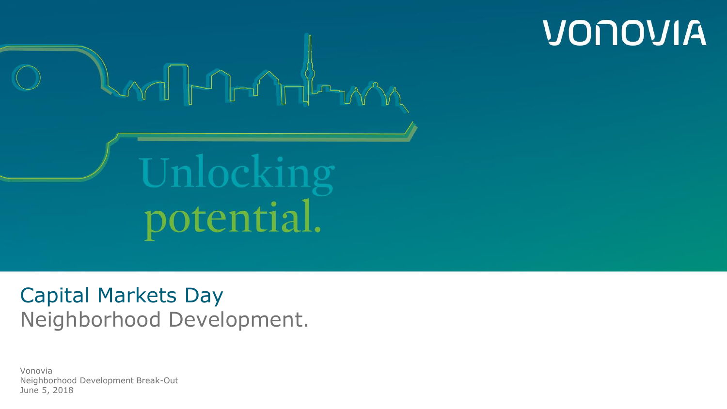VONOVIA

Unlocking potential.

# Capital Markets Day

## Neighborhood Development.

Vonovia
Neighborhood Development Break-Out
June 5, 2018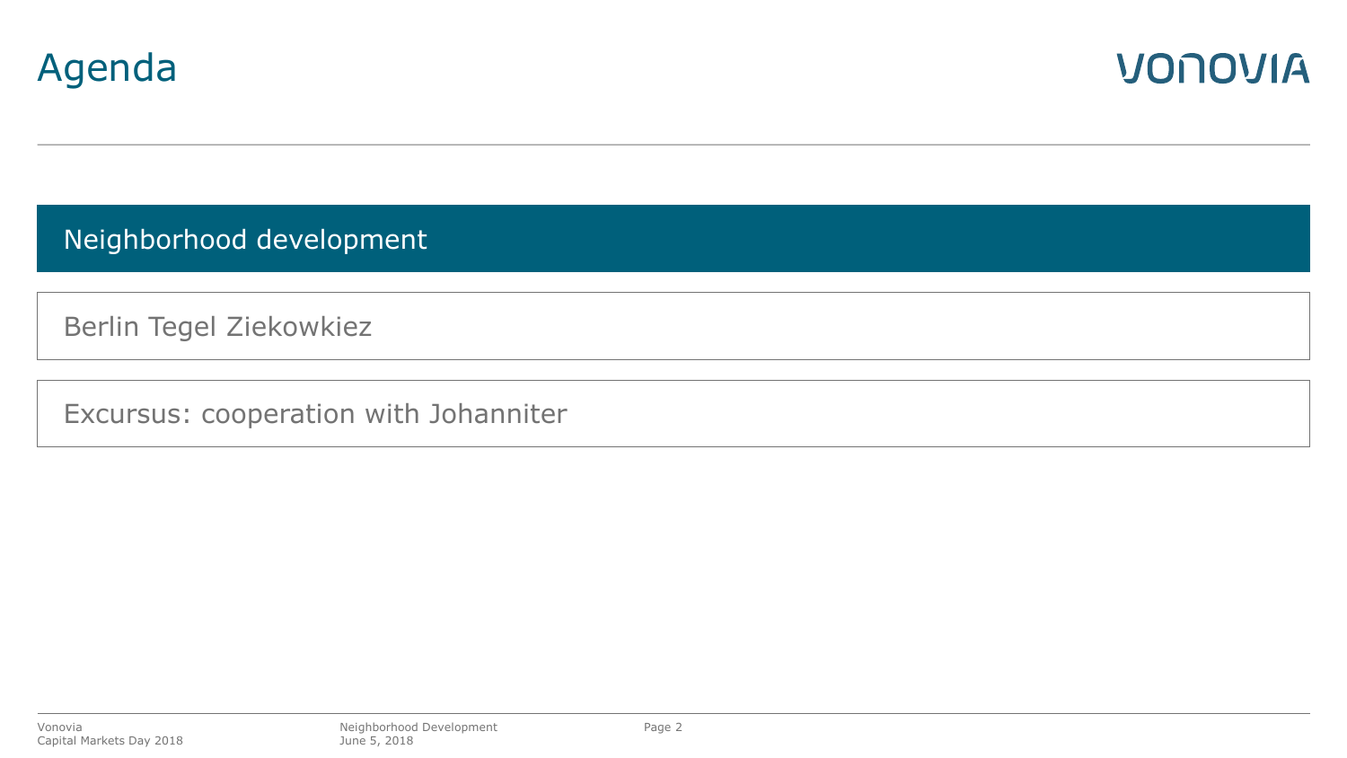# Agenda

- Neighborhood development
- Berlin Tegel Ziekowkiez
- Excursus: cooperation with Johanniter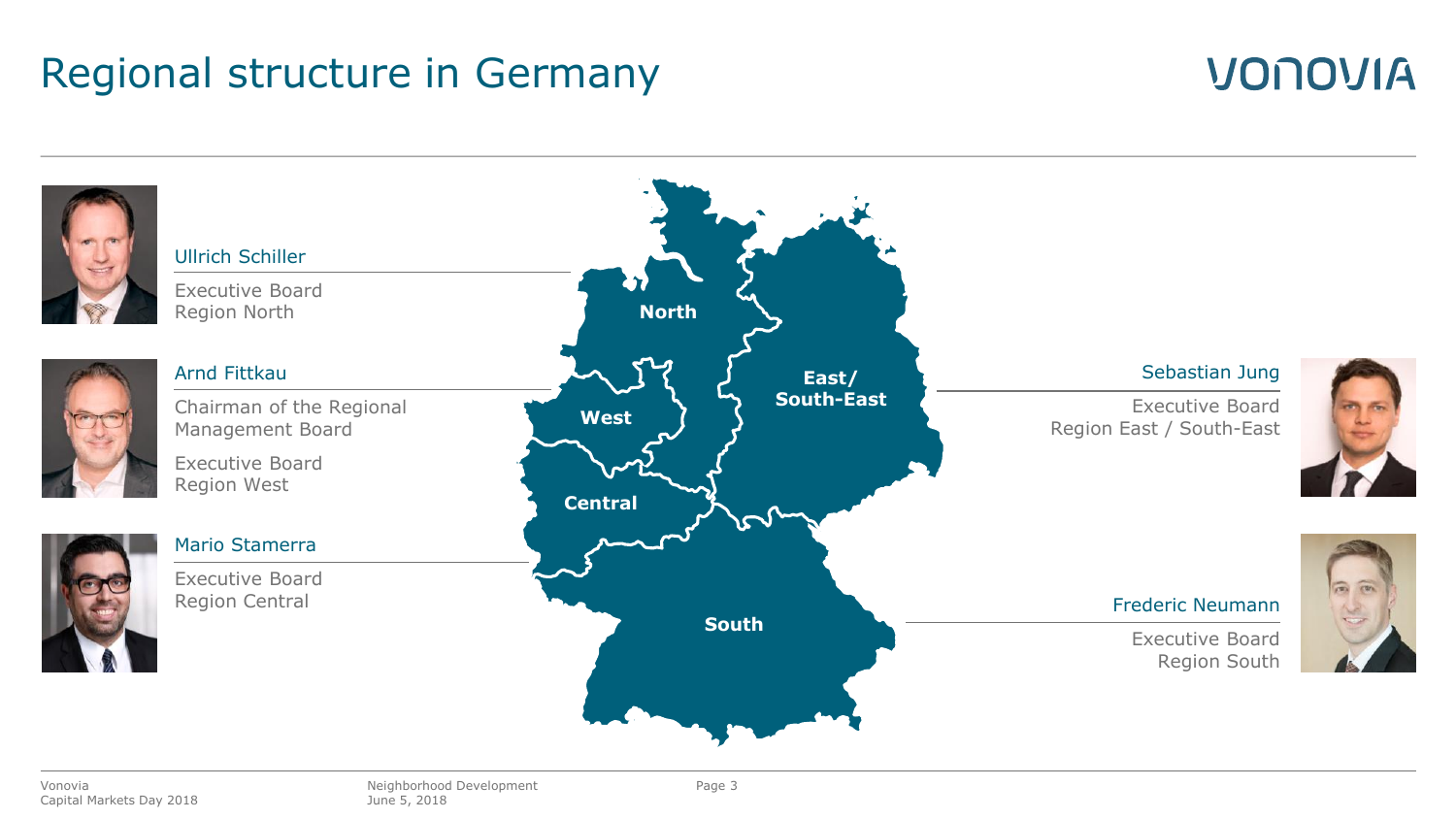# Regional structure in Germany

**Ullrich Schiller**
Executive Board
Region North

**Arnd Fittkau**
Chairman of the Regional Management Board
Executive Board
Region West

**Mario Stamerra**
Executive Board
Region Central

North

West

East/ South-East

Central

South

**Sebastian Jung**
Executive Board
Region East / South-East

**Frederic Neumann**
Executive Board
Region South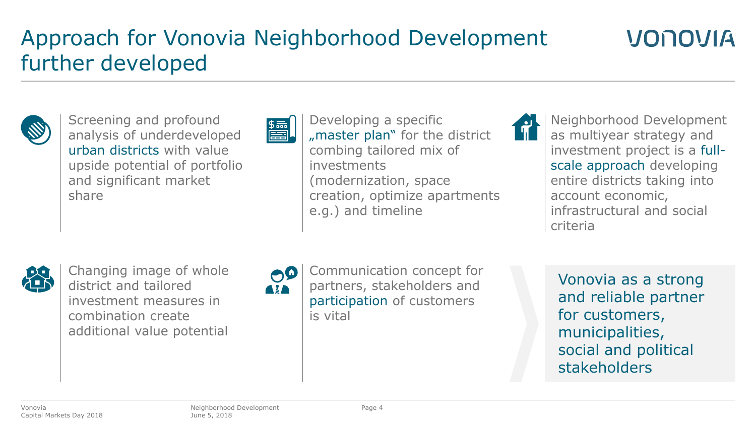# Approach for Vonovia Neighborhood Development further developed

VONOVIA

- Screening and profound analysis of underdeveloped urban districts with value upside potential of portfolio and significant market share

- Developing a specific „master plan“ for the district combing tailored mix of investments (modernization, space creation, optimize apartments e.g.) and timeline

- Neighborhood Development as multiyear strategy and investment project is a full-scale approach developing entire districts taking into account economic, infrastructural and social criteria

- Changing image of whole district and tailored investment measures in combination create additional value potential

- Communication concept for partners, stakeholders and participation of customers is vital

**Vonovia as a strong and reliable partner for customers, municipalities, social and political stakeholders**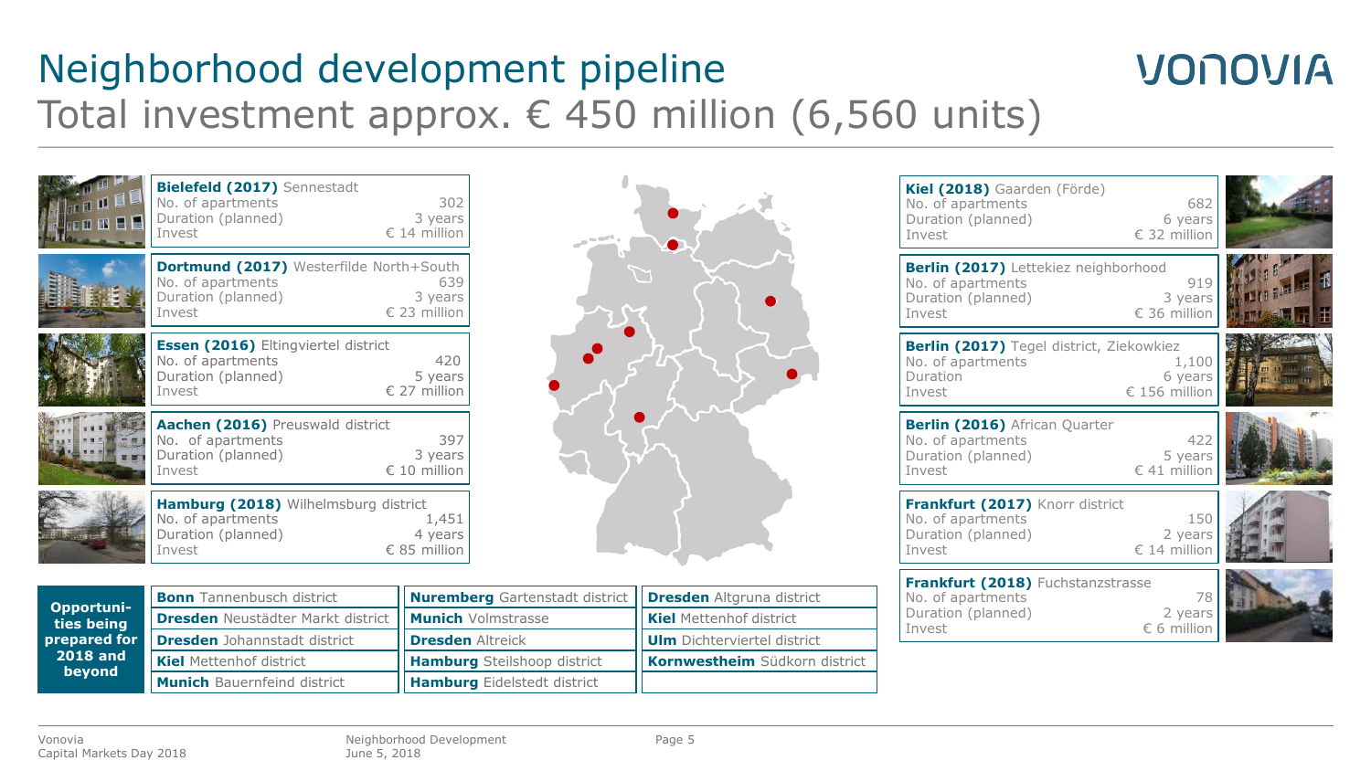# Neighborhood development pipeline

## Total investment approx. € 450 million (6,560 units)

**Bielefeld (2017)** Sennestadt

| | |
|---|---|
| No. of apartments | 302 |
| Duration (planned) | 3 years |
| Invest | € 14 million |

**Dortmund (2017)** Westerfilde North+South

| | |
|---|---|
| No. of apartments | 639 |
| Duration (planned) | 3 years |
| Invest | € 23 million |

**Essen (2016)** Eltingviertel district

| | |
|---|---|
| No. of apartments | 420 |
| Duration (planned) | 5 years |
| Invest | € 27 million |

**Aachen (2016)** Preuswald district

| | |
|---|---|
| No. of apartments | 397 |
| Duration (planned) | 3 years |
| Invest | € 10 million |

**Hamburg (2018)** Wilhelmsburg district

| | |
|---|---|
| No. of apartments | 1,451 |
| Duration (planned) | 4 years |
| Invest | € 85 million |

**Kiel (2018)** Gaarden (Förde)

| | |
|---|---|
| No. of apartments | 682 |
| Duration (planned) | 6 years |
| Invest | € 32 million |

**Berlin (2017)** Lettekiez neighborhood

| | |
|---|---|
| No. of apartments | 919 |
| Duration (planned) | 3 years |
| Invest | € 36 million |

**Berlin (2017)** Tegel district, Ziekowkiez

| | |
|---|---|
| No. of apartments | 1,100 |
| Duration | 6 years |
| Invest | € 156 million |

**Berlin (2016)** African Quarter

| | |
|---|---|
| No. of apartments | 422 |
| Duration (planned) | 5 years |
| Invest | € 41 million |

**Frankfurt (2017)** Knorr district

| | |
|---|---|
| No. of apartments | 150 |
| Duration (planned) | 2 years |
| Invest | € 14 million |

**Frankfurt (2018)** Fuchstanzstrasse

| | |
|---|---|
| No. of apartments | 78 |
| Duration (planned) | 2 years |
| Invest | € 6 million |

**Opportunities being prepared for 2018 and beyond**

| | | |
|---|---|---|
| **Bonn** Tannenbusch district | **Nuremberg** Gartenstadt district | **Dresden** Altgruna district |
| **Dresden** Neustädter Markt district | **Munich** Volmstrasse | **Kiel** Mettenhof district |
| **Dresden** Johannstadt district | **Dresden** Altreick | **Ulm** Dichterviertel district |
| **Kiel** Mettenhof district | **Hamburg** Steilshoop district | **Kornwestheim** Südkorn district |
| **Munich** Bauernfeind district | **Hamburg** Eidelstedt district | |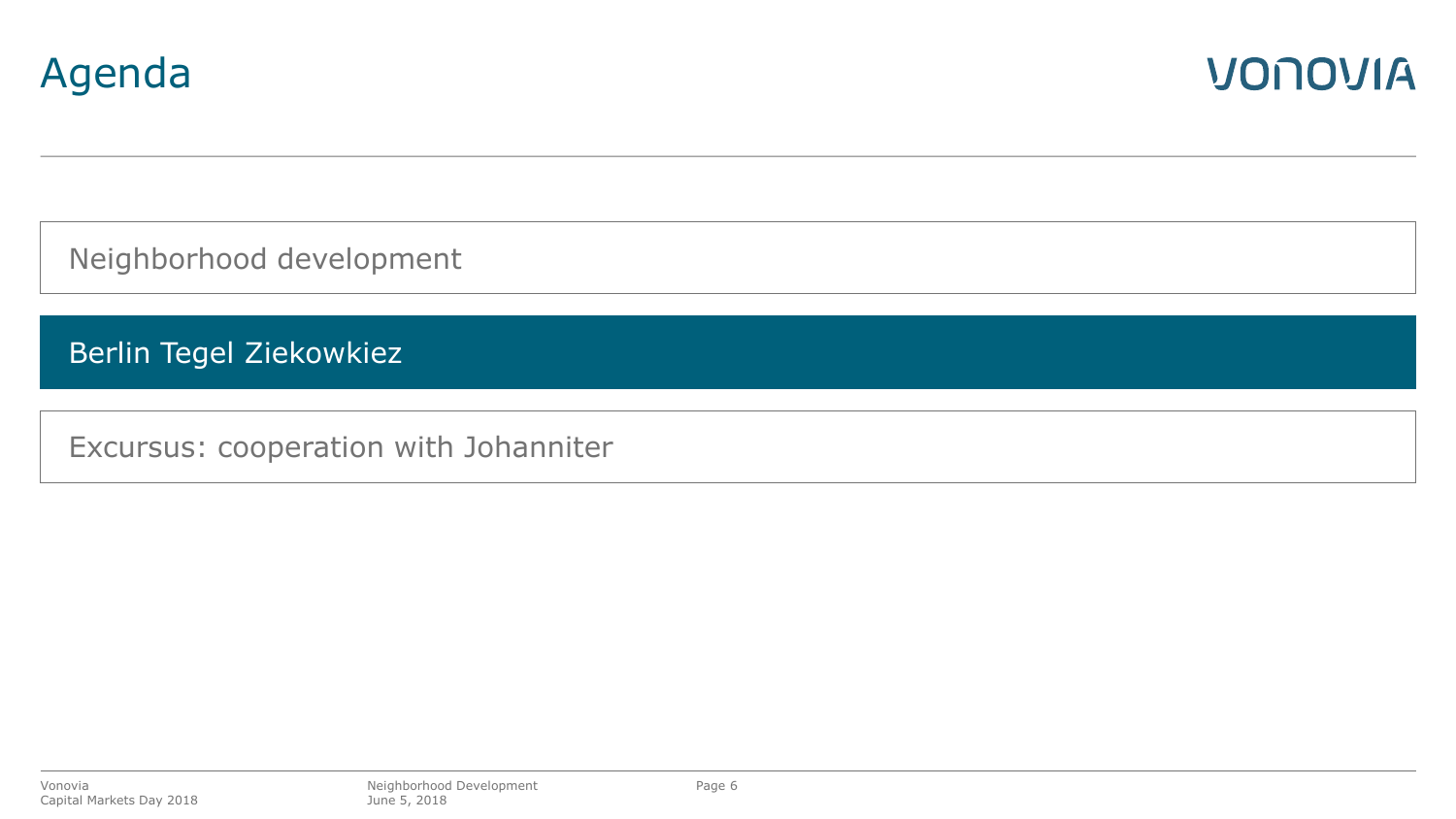# Agenda

- Neighborhood development
- **Berlin Tegel Ziekowkiez**
- Excursus: cooperation with Johanniter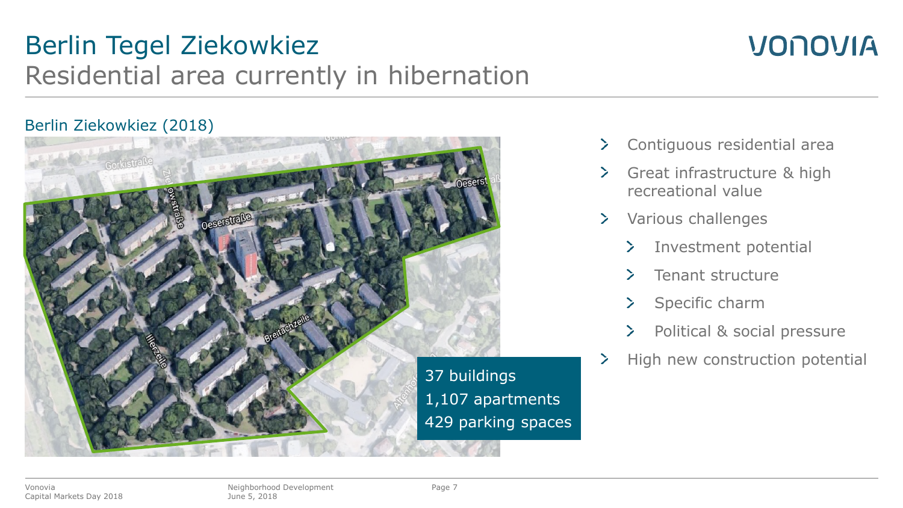# Berlin Tegel Ziekowkiez

## Residential area currently in hibernation

### Berlin Ziekowkiez (2018)

37 buildings
1,107 apartments
429 parking spaces

- Contiguous residential area
- Great infrastructure & high recreational value
- Various challenges
  - Investment potential
  - Tenant structure
  - Specific charm
  - Political & social pressure
- High new construction potential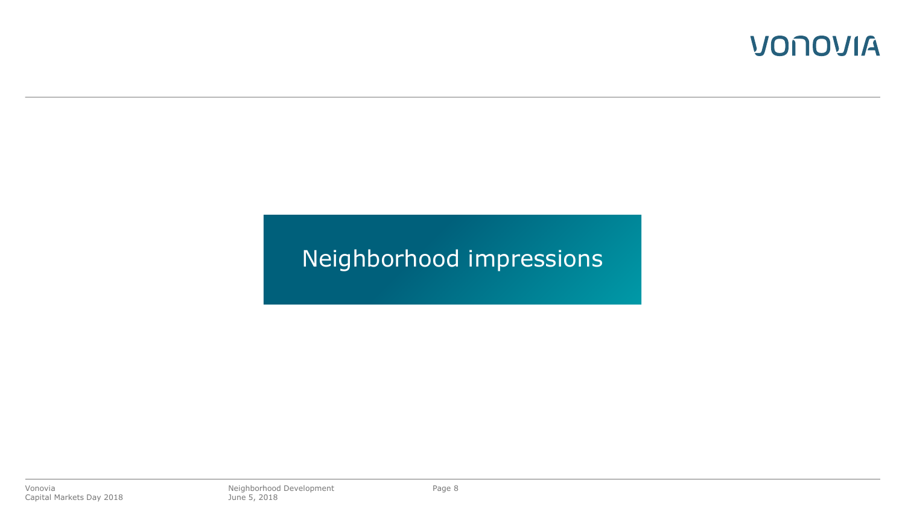# Neighborhood impressions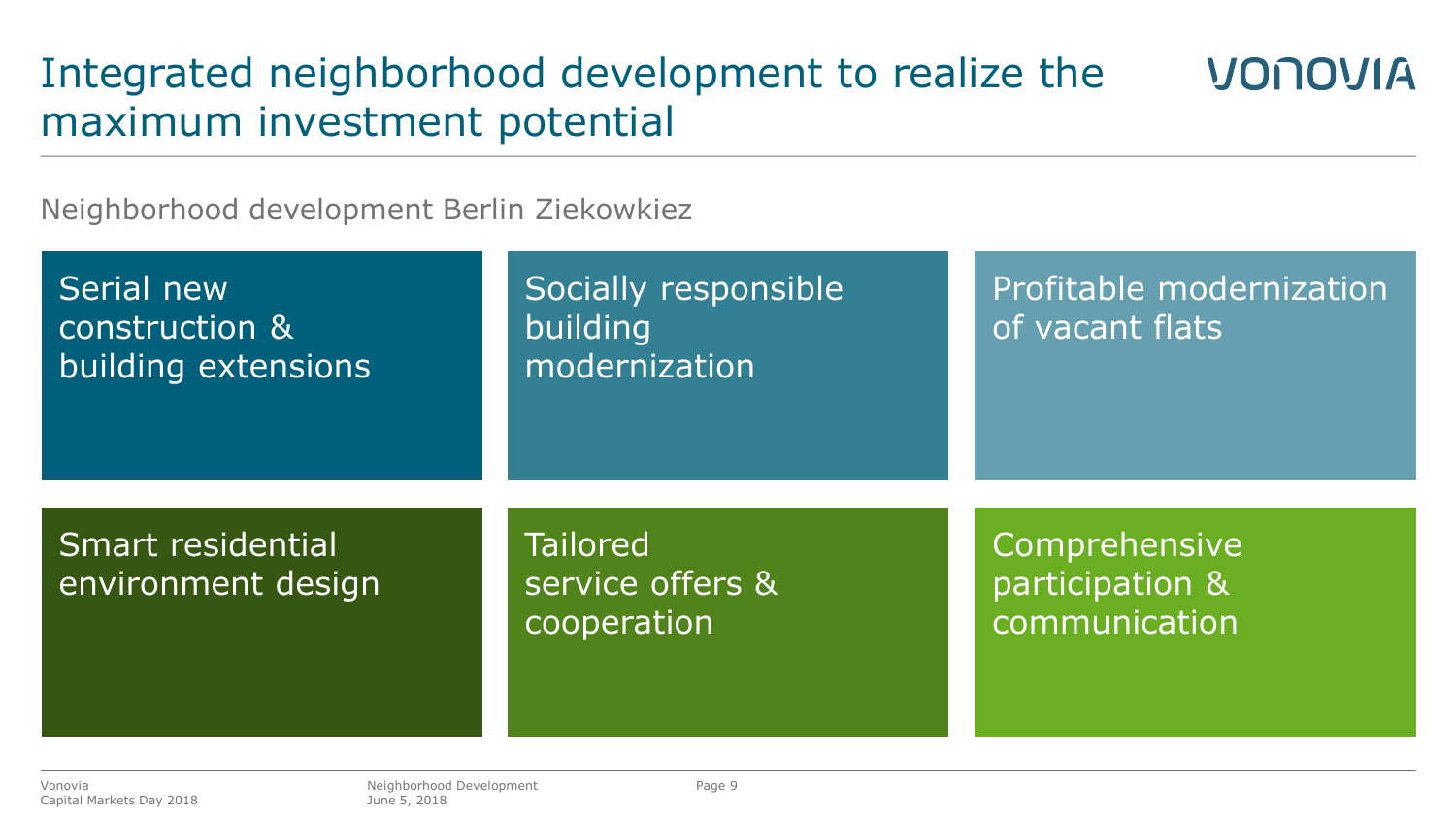# Integrated neighborhood development to realize the maximum investment potential

Neighborhood development Berlin Ziekowkiez

- Serial new construction & building extensions
- Socially responsible building modernization
- Profitable modernization of vacant flats
- Smart residential environment design
- Tailored service offers & cooperation
- Comprehensive participation & communication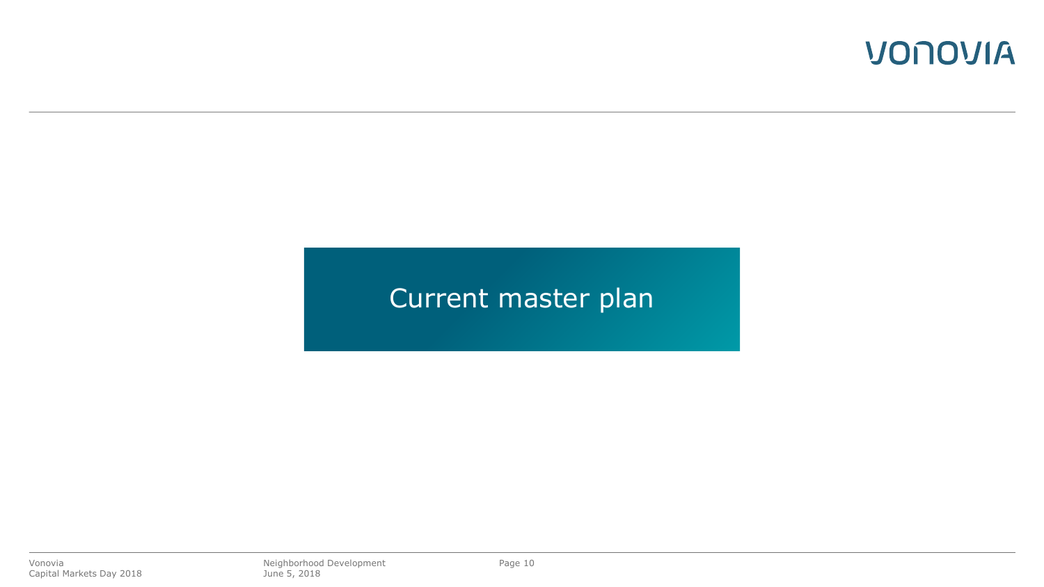# Current master plan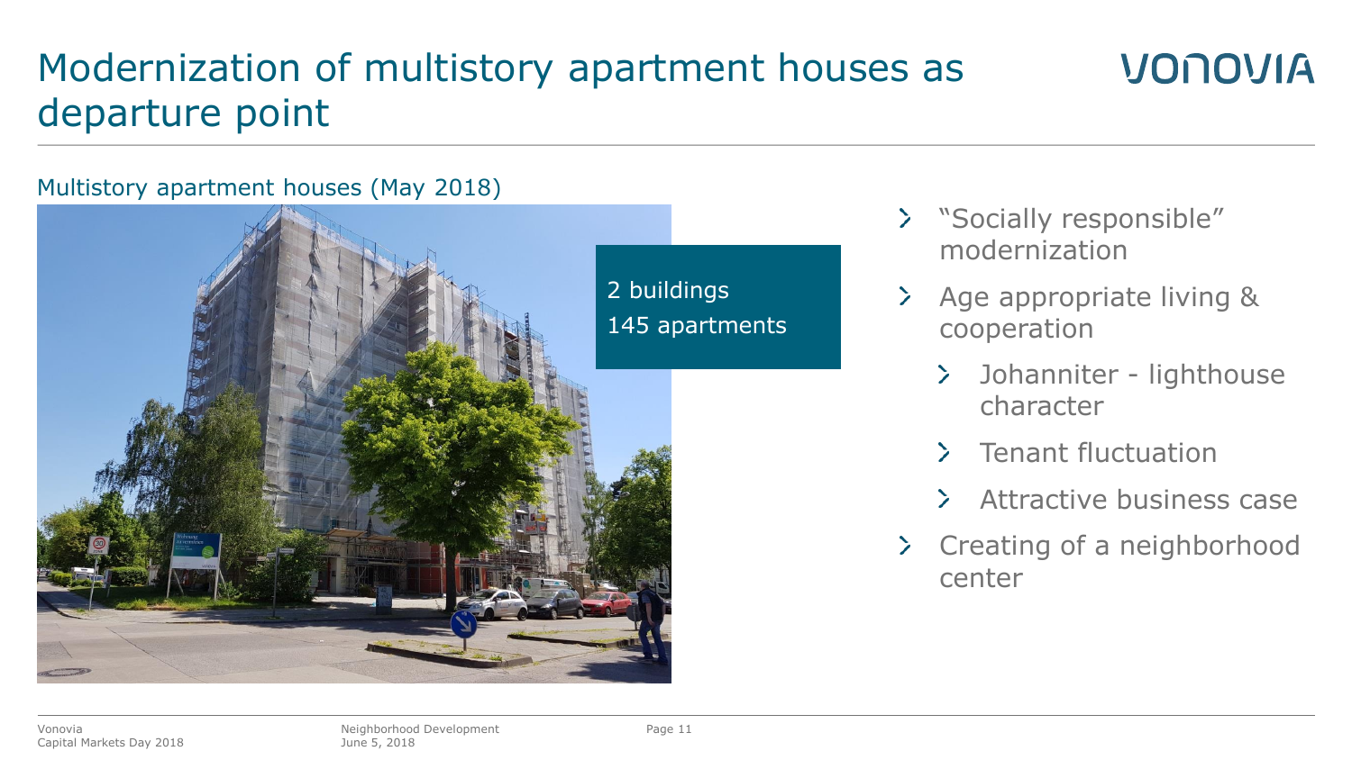# Modernization of multistory apartment houses as departure point

Multistory apartment houses (May 2018)

2 buildings
145 apartments

- "Socially responsible" modernization
- Age appropriate living & cooperation
  - Johanniter - lighthouse character
  - Tenant fluctuation
  - Attractive business case
- Creating of a neighborhood center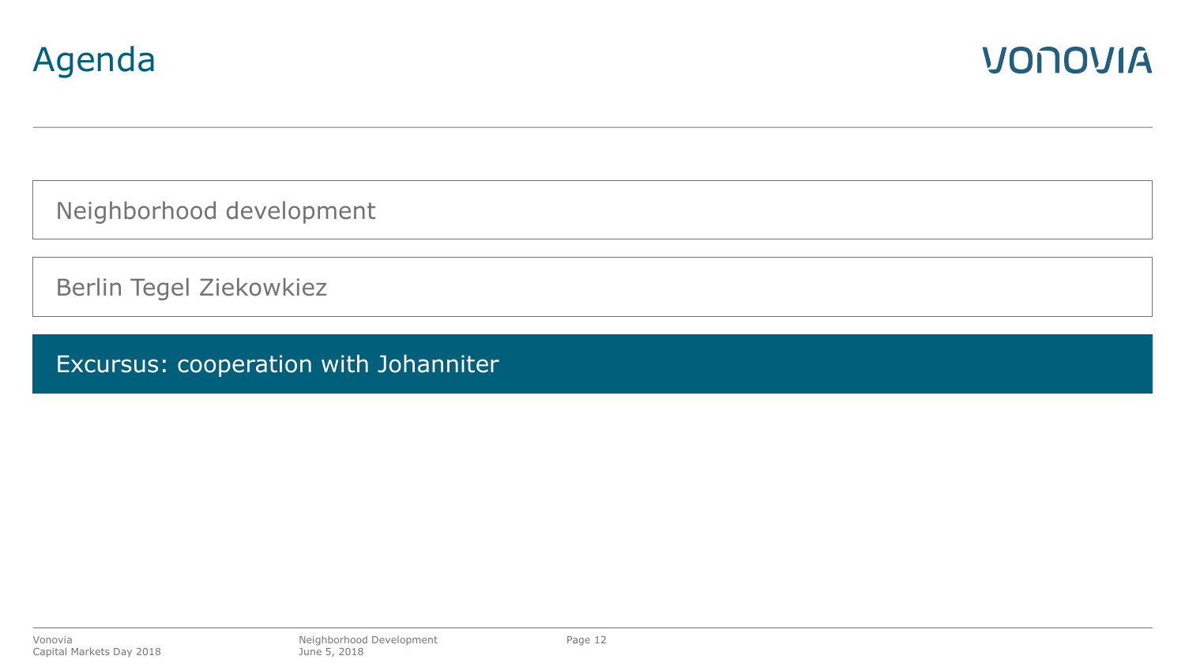# Agenda

- Neighborhood development
- Berlin Tegel Ziekowkiez
- **Excursus: cooperation with Johanniter**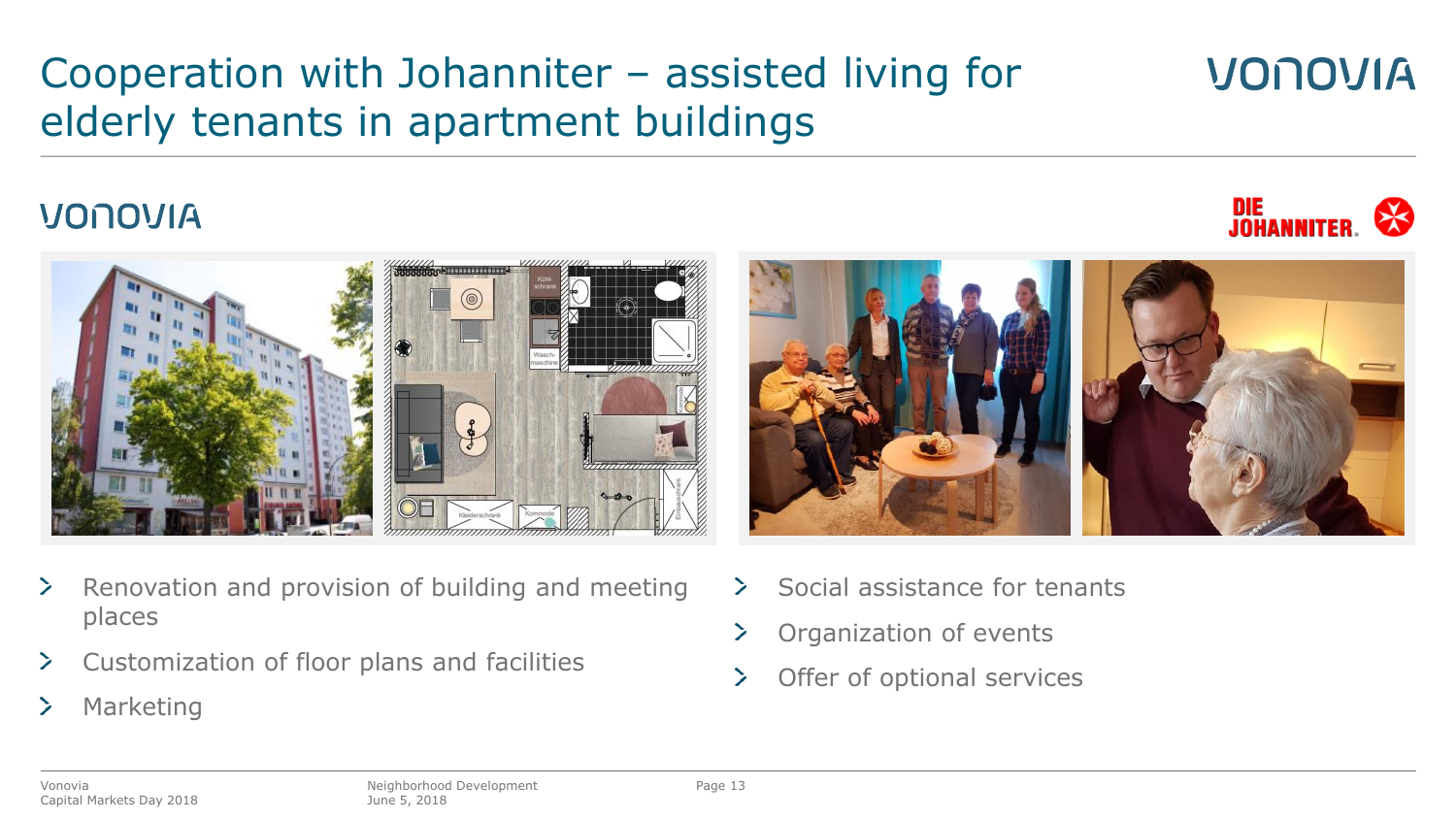# Cooperation with Johanniter – assisted living for elderly tenants in apartment buildings

VONOVIA

- Renovation and provision of building and meeting places
- Customization of floor plans and facilities
- Marketing

DIE JOHANNITER.

- Social assistance for tenants
- Organization of events
- Offer of optional services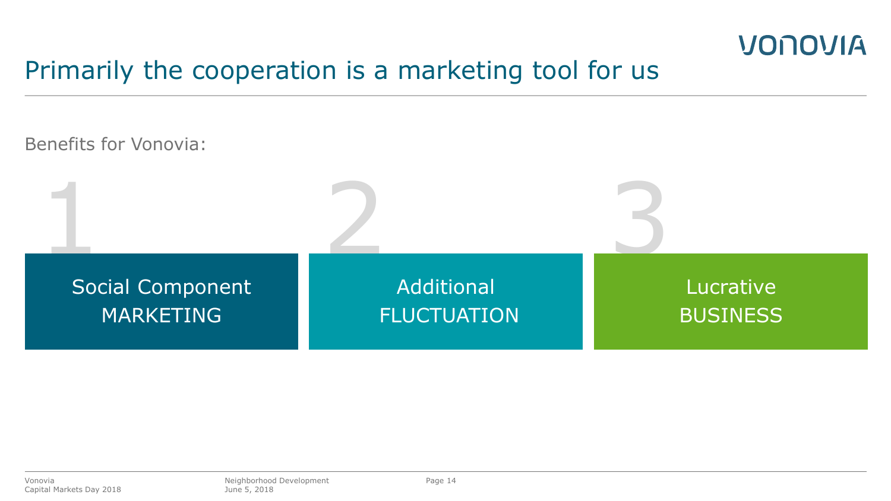# Primarily the cooperation is a marketing tool for us

Benefits for Vonovia:

1. Social Component MARKETING
2. Additional FLUCTUATION
3. Lucrative BUSINESS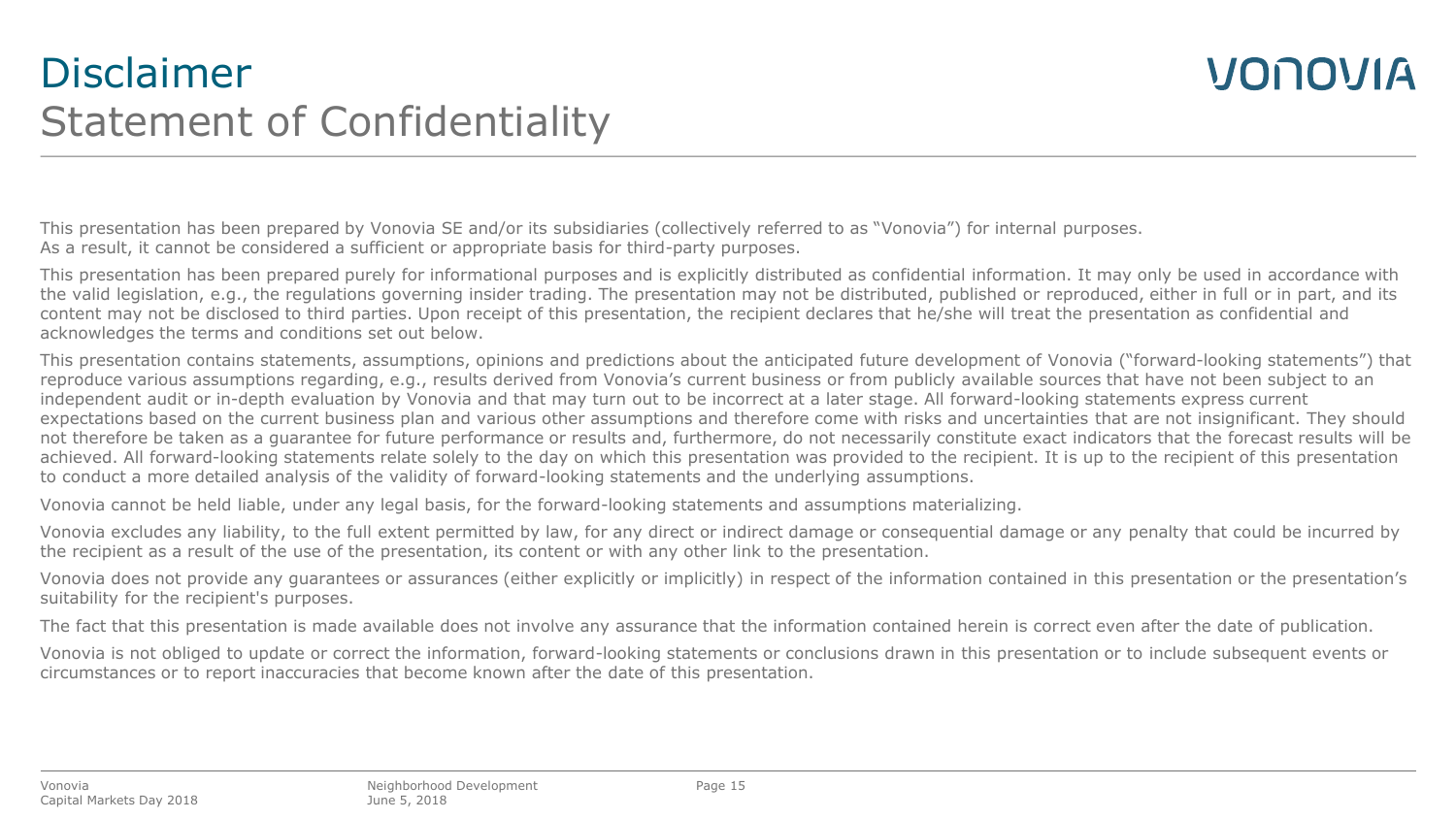# Disclaimer

## Statement of Confidentiality

This presentation has been prepared by Vonovia SE and/or its subsidiaries (collectively referred to as "Vonovia") for internal purposes.
As a result, it cannot be considered a sufficient or appropriate basis for third-party purposes.

This presentation has been prepared purely for informational purposes and is explicitly distributed as confidential information. It may only be used in accordance with the valid legislation, e.g., the regulations governing insider trading. The presentation may not be distributed, published or reproduced, either in full or in part, and its content may not be disclosed to third parties. Upon receipt of this presentation, the recipient declares that he/she will treat the presentation as confidential and acknowledges the terms and conditions set out below.

This presentation contains statements, assumptions, opinions and predictions about the anticipated future development of Vonovia ("forward-looking statements") that reproduce various assumptions regarding, e.g., results derived from Vonovia's current business or from publicly available sources that have not been subject to an independent audit or in-depth evaluation by Vonovia and that may turn out to be incorrect at a later stage. All forward-looking statements express current expectations based on the current business plan and various other assumptions and therefore come with risks and uncertainties that are not insignificant. They should not therefore be taken as a guarantee for future performance or results and, furthermore, do not necessarily constitute exact indicators that the forecast results will be achieved. All forward-looking statements relate solely to the day on which this presentation was provided to the recipient. It is up to the recipient of this presentation to conduct a more detailed analysis of the validity of forward-looking statements and the underlying assumptions.

Vonovia cannot be held liable, under any legal basis, for the forward-looking statements and assumptions materializing.

Vonovia excludes any liability, to the full extent permitted by law, for any direct or indirect damage or consequential damage or any penalty that could be incurred by the recipient as a result of the use of the presentation, its content or with any other link to the presentation.

Vonovia does not provide any guarantees or assurances (either explicitly or implicitly) in respect of the information contained in this presentation or the presentation's suitability for the recipient's purposes.

The fact that this presentation is made available does not involve any assurance that the information contained herein is correct even after the date of publication.

Vonovia is not obliged to update or correct the information, forward-looking statements or conclusions drawn in this presentation or to include subsequent events or circumstances or to report inaccuracies that become known after the date of this presentation.